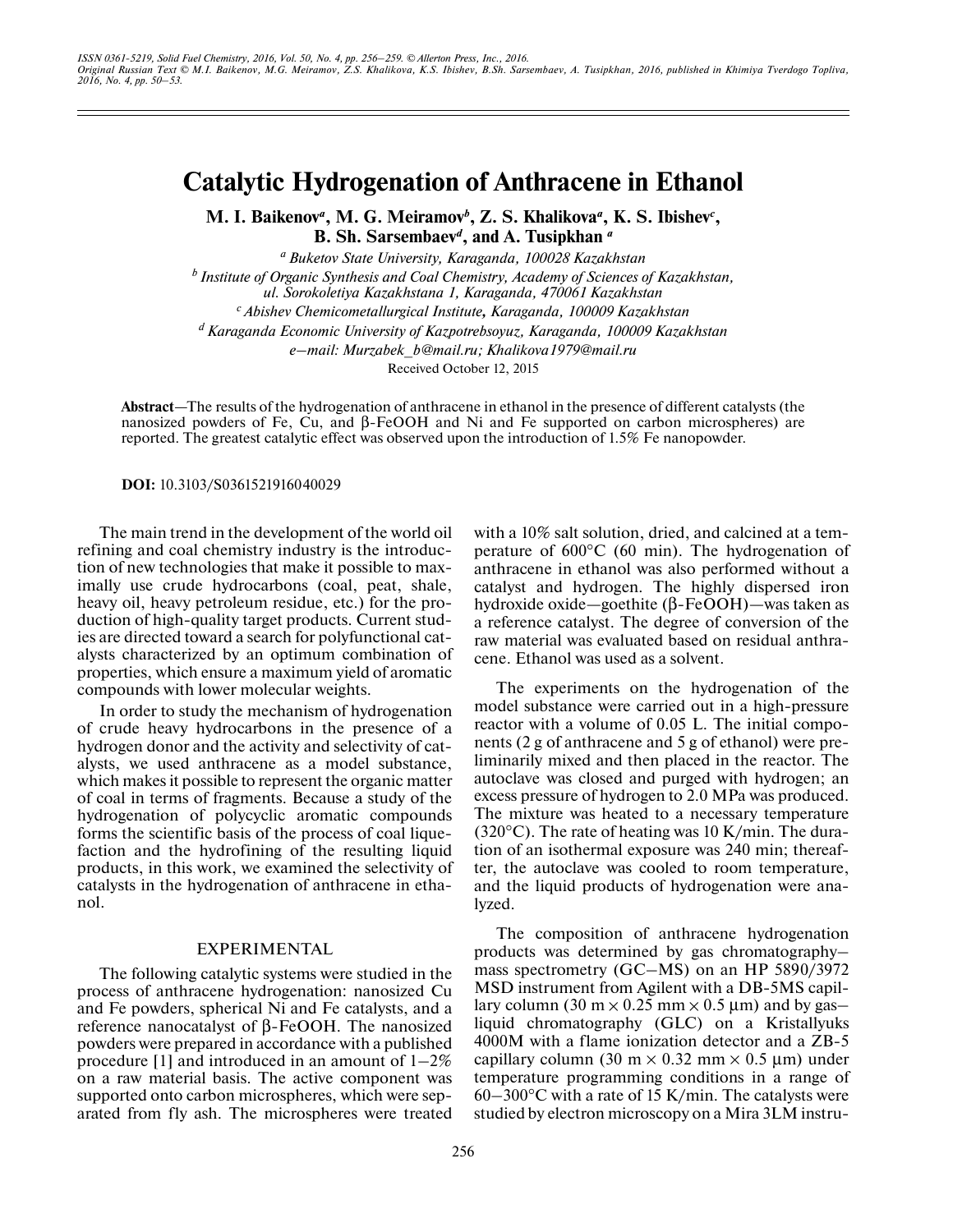ISSN 0361-5219, Solid Fuel Chemistry, 2016, Vol. 50, No. 4, pp. 256–259. © Allerton Press, Inc., 2016.
Original Russian Text © M.I. Baikenov, M.G. Meiramov, Z.S. Khalikova, K.S. Ibishev, B.Sh. Sarsembaev, A. Tusipkhan, 2016, published in Khimiya Tverdogo Topliva, 2016, No. 4, pp. 50–53.

# Catalytic Hydrogenation of Anthracene in Ethanol

**M. I. Baikenov[a], M. G. Meiramov[b], Z. S. Khalikova[a], K. S. Ibishev[c], B. Sh. Sarsembaev[d], and A. Tusipkhan [a]**

[a] Buketov State University, Karaganda, 100028 Kazakhstan

[b] Institute of Organic Synthesis and Coal Chemistry, Academy of Sciences of Kazakhstan, ul. Sorokoletiya Kazakhstana 1, Karaganda, 470061 Kazakhstan

[c] Abishev Chemicometallurgical Institute, Karaganda, 100009 Kazakhstan

[d] Karaganda Economic University of Kazpotrebsoyuz, Karaganda, 100009 Kazakhstan

e-mail: Murzabek_b@mail.ru; Khalikova1979@mail.ru

Received October 12, 2015

**Abstract**—The results of the hydrogenation of anthracene in ethanol in the presence of different catalysts (the nanosized powders of Fe, Cu, and β-FeOOH and Ni and Fe supported on carbon microspheres) are reported. The greatest catalytic effect was observed upon the introduction of 1.5% Fe nanopowder.

**DOI:** 10.3103/S0361521916040029

The main trend in the development of the world oil refining and coal chemistry industry is the introduction of new technologies that make it possible to maximally use crude hydrocarbons (coal, peat, shale, heavy oil, heavy petroleum residue, etc.) for the production of high-quality target products. Current studies are directed toward a search for polyfunctional catalysts characterized by an optimum combination of properties, which ensure a maximum yield of aromatic compounds with lower molecular weights.

In order to study the mechanism of hydrogenation of crude heavy hydrocarbons in the presence of a hydrogen donor and the activity and selectivity of catalysts, we used anthracene as a model substance, which makes it possible to represent the organic matter of coal in terms of fragments. Because a study of the hydrogenation of polycyclic aromatic compounds forms the scientific basis of the process of coal liquefaction and the hydrofining of the resulting liquid products, in this work, we examined the selectivity of catalysts in the hydrogenation of anthracene in ethanol.

## EXPERIMENTAL

The following catalytic systems were studied in the process of anthracene hydrogenation: nanosized Cu and Fe powders, spherical Ni and Fe catalysts, and a reference nanocatalyst of β-FeOOH. The nanosized powders were prepared in accordance with a published procedure [1] and introduced in an amount of 1–2% on a raw material basis. The active component was supported onto carbon microspheres, which were separated from fly ash. The microspheres were treated with a 10% salt solution, dried, and calcined at a temperature of 600°C (60 min). The hydrogenation of anthracene in ethanol was also performed without a catalyst and hydrogen. The highly dispersed iron hydroxide oxide—goethite (β-FeOOH)—was taken as a reference catalyst. The degree of conversion of the raw material was evaluated based on residual anthracene. Ethanol was used as a solvent.

The experiments on the hydrogenation of the model substance were carried out in a high-pressure reactor with a volume of 0.05 L. The initial components (2 g of anthracene and 5 g of ethanol) were preliminarily mixed and then placed in the reactor. The autoclave was closed and purged with hydrogen; an excess pressure of hydrogen to 2.0 MPa was produced. The mixture was heated to a necessary temperature (320°C). The rate of heating was 10 K/min. The duration of an isothermal exposure was 240 min; thereafter, the autoclave was cooled to room temperature, and the liquid products of hydrogenation were analyzed.

The composition of anthracene hydrogenation products was determined by gas chromatography–mass spectrometry (GC–MS) on an HP 5890/3972 MSD instrument from Agilent with a DB-5MS capillary column (30 m × 0.25 mm × 0.5 μm) and by gas–liquid chromatography (GLC) on a Kristallyuks 4000M with a flame ionization detector and a ZB-5 capillary column (30 m × 0.32 mm × 0.5 μm) under temperature programming conditions in a range of 60–300°C with a rate of 15 K/min. The catalysts were studied by electron microscopy on a Mira 3LM instru-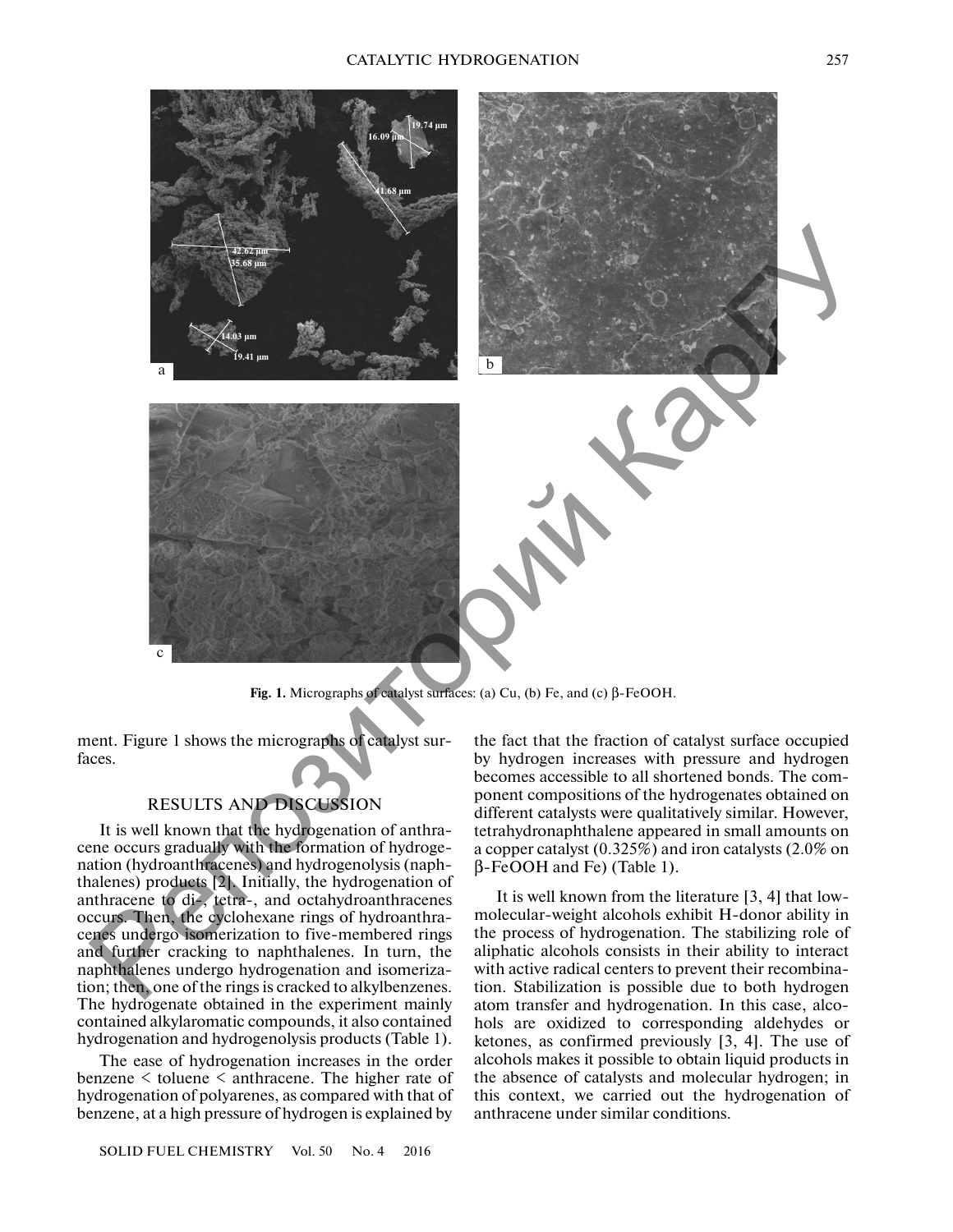Fig. 1. Micrographs of catalyst surfaces: (a) Cu, (b) Fe, and (c) β-FeOOH.

ment. Figure 1 shows the micrographs of catalyst surfaces.

## RESULTS AND DISCUSSION

It is well known that the hydrogenation of anthracene occurs gradually with the formation of hydrogenation (hydroanthracenes) and hydrogenolysis (naphthalenes) products [2]. Initially, the hydrogenation of anthracene to di-, tetra-, and octahydroanthracenes occurs. Then, the cyclohexane rings of hydroanthracenes undergo isomerization to five-membered rings and further cracking to naphthalenes. In turn, the naphthalenes undergo hydrogenation and isomerization; then, one of the rings is cracked to alkylbenzenes. The hydrogenate obtained in the experiment mainly contained alkylaromatic compounds, it also contained hydrogenation and hydrogenolysis products (Table 1).

The ease of hydrogenation increases in the order benzene < toluene < anthracene. The higher rate of hydrogenation of polyarenes, as compared with that of benzene, at a high pressure of hydrogen is explained by the fact that the fraction of catalyst surface occupied by hydrogen increases with pressure and hydrogen becomes accessible to all shortened bonds. The component compositions of the hydrogenates obtained on different catalysts were qualitatively similar. However, tetrahydronaphthalene appeared in small amounts on a copper catalyst (0.325%) and iron catalysts (2.0% on β-FeOOH and Fe) (Table 1).

It is well known from the literature [3, 4] that low-molecular-weight alcohols exhibit H-donor ability in the process of hydrogenation. The stabilizing role of aliphatic alcohols consists in their ability to interact with active radical centers to prevent their recombination. Stabilization is possible due to both hydrogen atom transfer and hydrogenation. In this case, alcohols are oxidized to corresponding aldehydes or ketones, as confirmed previously [3, 4]. The use of alcohols makes it possible to obtain liquid products in the absence of catalysts and molecular hydrogen; in this context, we carried out the hydrogenation of anthracene under similar conditions.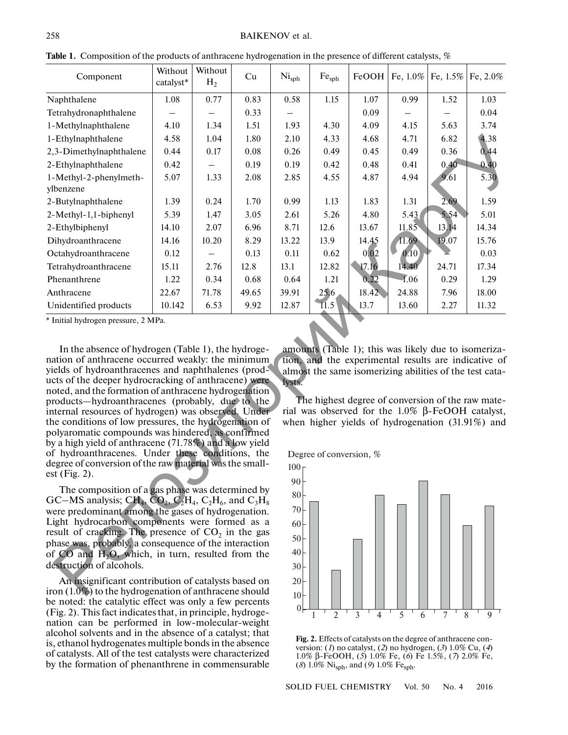**Table 1.** Composition of the products of anthracene hydrogenation in the presence of different catalysts, %

| Component | Without catalyst* | Without $H_2$ | Cu | $Ni_{sph}$ | $Fe_{sph}$ | FeOOH | Fe, 1.0% | Fe, 1.5% | Fe, 2.0% |
|---|---|---|---|---|---|---|---|---|---|
| Naphthalene | 1.08 | 0.77 | 0.83 | 0.58 | 1.15 | 1.07 | 0.99 | 1.52 | 1.03 |
| Tetrahydronaphthalene | – | – | 0.33 | – | | 0.09 | – | – | 0.04 |
| 1-Methylnaphthalene | 4.10 | 1.34 | 1.51 | 1.93 | 4.30 | 4.09 | 4.15 | 5.63 | 3.74 |
| 1-Ethylnaphthalene | 4.58 | 1.04 | 1.80 | 2.10 | 4.33 | 4.68 | 4.71 | 6.82 | 4.38 |
| 2,3-Dimethylnaphthalene | 0.44 | 0.17 | 0.08 | 0.26 | 0.49 | 0.45 | 0.49 | 0.36 | 0.44 |
| 2-Ethylnaphthalene | 0.42 | – | 0.19 | 0.19 | 0.42 | 0.48 | 0.41 | 0.40 | 0.40 |
| 1-Methyl-2-phenylmethylbenzene | 5.07 | 1.33 | 2.08 | 2.85 | 4.55 | 4.87 | 4.94 | 9.61 | 5.30 |
| 2-Butylnaphthalene | 1.39 | 0.24 | 1.70 | 0.99 | 1.13 | 1.83 | 1.31 | 2.69 | 1.59 |
| 2-Methyl-1,1-biphenyl | 5.39 | 1.47 | 3.05 | 2.61 | 5.26 | 4.80 | 5.43 | 5.54 | 5.01 |
| 2-Ethylbiphenyl | 14.10 | 2.07 | 6.96 | 8.71 | 12.6 | 13.67 | 11.85 | 13.14 | 14.34 |
| Dihydroanthracene | 14.16 | 10.20 | 8.29 | 13.22 | 13.9 | 14.45 | 11.69 | 19.07 | 15.76 |
| Octahydroanthracene | 0.12 | – | 0.13 | 0.11 | 0.62 | 0.02 | 0.10 | – | 0.03 |
| Tetrahydroanthracene | 15.11 | 2.76 | 12.8 | 13.1 | 12.82 | 17.16 | 14.40 | 24.71 | 17.34 |
| Phenanthrene | 1.22 | 0.34 | 0.68 | 0.64 | 1.21 | 0.22 | 1.06 | 0.29 | 1.29 |
| Anthracene | 22.67 | 71.78 | 49.65 | 39.91 | 25.6 | 18.42 | 24.88 | 7.96 | 18.00 |
| Unidentified products | 10.142 | 6.53 | 9.92 | 12.87 | 11.5 | 13.7 | 13.60 | 2.27 | 11.32 |

\* Initial hydrogen pressure, 2 MPa.

In the absence of hydrogen (Table 1), the hydrogenation of anthracene occurred weakly: the minimum yields of hydroanthracenes and naphthalenes (products of the deeper hydrocracking of anthracene) were noted, and the formation of anthracene hydrogenation products—hydroanthracenes (probably, due to the internal resources of hydrogen) was observed. Under the conditions of low pressures, the hydrogenation of polyaromatic compounds was hindered, as confirmed by a high yield of anthracene (71.78%) and a low yield of hydroanthracenes. Under these conditions, the degree of conversion of the raw material was the smallest (Fig. 2).

The composition of a gas phase was determined by GC–MS analysis; $CH_4$, $CO_2$, $C_2H_4$, $C_2H_6$, and $C_3H_8$ were predominant among the gases of hydrogenation. Light hydrocarbon components were formed as a result of cracking. The presence of $CO_2$ in the gas phase was, probably, a consequence of the interaction of CO and $H_2O$, which, in turn, resulted from the destruction of alcohols.

An insignificant contribution of catalysts based on iron (1.0%) to the hydrogenation of anthracene should be noted: the catalytic effect was only a few percents (Fig. 2). This fact indicates that, in principle, hydrogenation can be performed in low-molecular-weight alcohol solvents and in the absence of a catalyst; that is, ethanol hydrogenates multiple bonds in the absence of catalysts. All of the test catalysts were characterized by the formation of phenanthrene in commensurable amounts (Table 1); this was likely due to isomerization, and the experimental results are indicative of almost the same isomerizing abilities of the test catalysts.

The highest degree of conversion of the raw material was observed for the 1.0% β-FeOOH catalyst, when higher yields of hydrogenation (31.91%) and

**Fig. 2.** Effects of catalysts on the degree of anthracene conversion: (*1*) no catalyst, (*2*) no hydrogen, (*3*) 1.0% Cu, (*4*) 1.0% β-FeOOH, (*5*) 1.0% Fe, (*6*) Fe 1.5%, (*7*) 2.0% Fe, (*8*) 1.0% $Ni_{sph}$, and (*9*) 1.0% $Fe_{sph}$.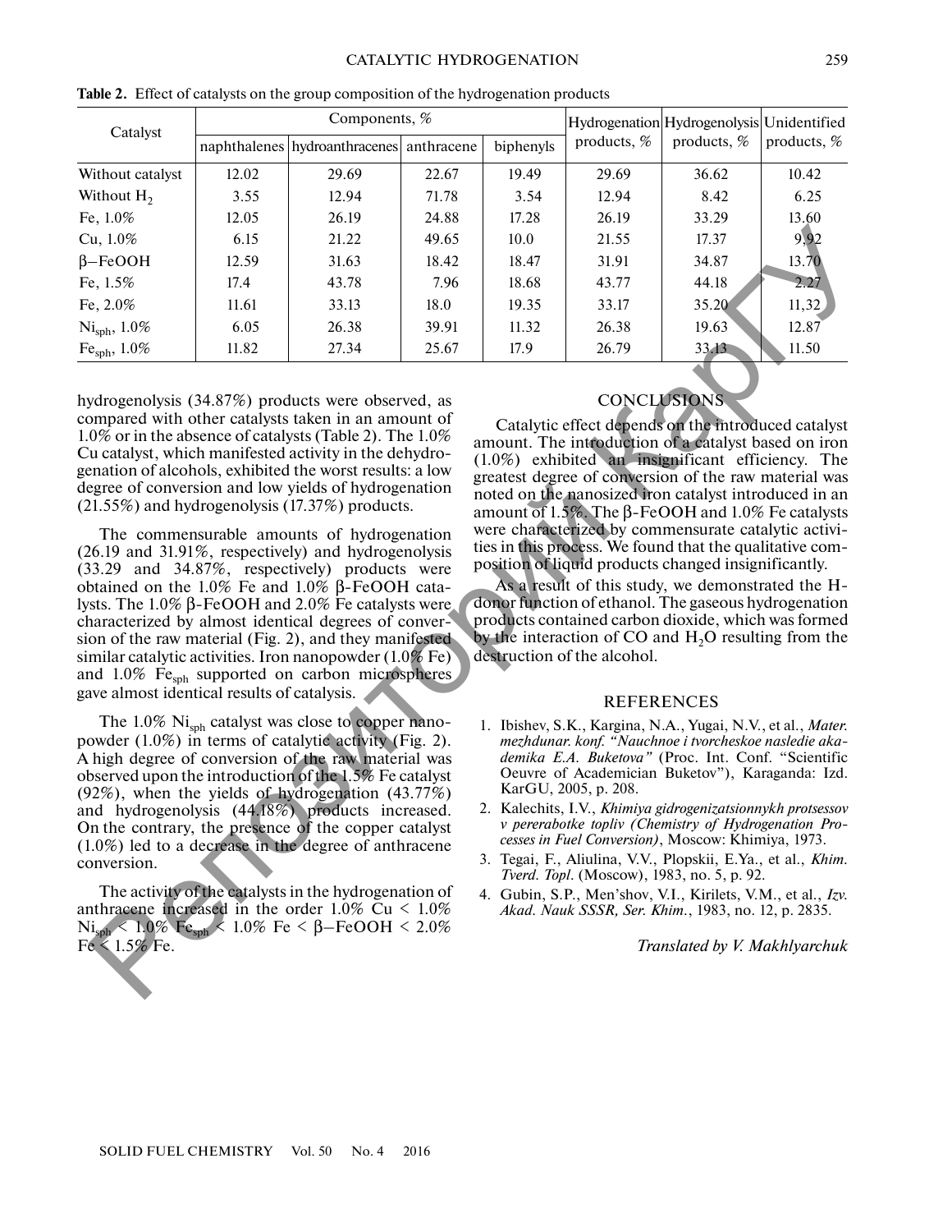**Table 2.** Effect of catalysts on the group composition of the hydrogenation products

| Catalyst | Components, % | | | | Hydrogenation products, % | Hydrogenolysis products, % | Unidentified products, % |
|---|---|---|---|---|---|---|---|
| | naphthalenes | hydroanthracenes | anthracene | biphenyls | | | |
| Without catalyst | 12.02 | 29.69 | 22.67 | 19.49 | 29.69 | 36.62 | 10.42 |
| Without $H_2$ | 3.55 | 12.94 | 71.78 | 3.54 | 12.94 | 8.42 | 6.25 |
| Fe, 1.0% | 12.05 | 26.19 | 24.88 | 17.28 | 26.19 | 33.29 | 13.60 |
| Cu, 1.0% | 6.15 | 21.22 | 49.65 | 10.0 | 21.55 | 17.37 | 9,92 |
| β–FeOOH | 12.59 | 31.63 | 18.42 | 18.47 | 31.91 | 34.87 | 13.70 |
| Fe, 1.5% | 17.4 | 43.78 | 7.96 | 18.68 | 43.77 | 44.18 | 2.27 |
| Fe, 2.0% | 11.61 | 33.13 | 18.0 | 19.35 | 33.17 | 35.20 | 11,32 |
| $Ni_{sph}$, 1.0% | 6.05 | 26.38 | 39.91 | 11.32 | 26.38 | 19.63 | 12.87 |
| $Fe_{sph}$, 1.0% | 11.82 | 27.34 | 25.67 | 17.9 | 26.79 | 33.13 | 11.50 |

hydrogenolysis (34.87%) products were observed, as compared with other catalysts taken in an amount of 1.0% or in the absence of catalysts (Table 2). The 1.0% Cu catalyst, which manifested activity in the dehydrogenation of alcohols, exhibited the worst results: a low degree of conversion and low yields of hydrogenation (21.55%) and hydrogenolysis (17.37%) products.

The commensurable amounts of hydrogenation (26.19 and 31.91%, respectively) and hydrogenolysis (33.29 and 34.87%, respectively) products were obtained on the 1.0% Fe and 1.0% β-FeOOH catalysts. The 1.0% β-FeOOH and 2.0% Fe catalysts were characterized by almost identical degrees of conversion of the raw material (Fig. 2), and they manifested similar catalytic activities. Iron nanopowder (1.0% Fe) and 1.0% $Fe_{sph}$ supported on carbon microspheres gave almost identical results of catalysis.

The 1.0% $Ni_{sph}$ catalyst was close to copper nanopowder (1.0%) in terms of catalytic activity (Fig. 2). A high degree of conversion of the raw material was observed upon the introduction of the 1.5% Fe catalyst (92%), when the yields of hydrogenation (43.77%) and hydrogenolysis (44.18%) products increased. On the contrary, the presence of the copper catalyst (1.0%) led to a decrease in the degree of anthracene conversion.

The activity of the catalysts in the hydrogenation of anthracene increased in the order 1.0% Cu < 1.0% $Ni_{sph}$ < 1.0% $Fe_{sph}$ < 1.0% Fe < β–FeOOH < 2.0% Fe < 1.5% Fe.

## CONCLUSIONS

Catalytic effect depends on the introduced catalyst amount. The introduction of a catalyst based on iron (1.0%) exhibited an insignificant efficiency. The greatest degree of conversion of the raw material was noted on the nanosized iron catalyst introduced in an amount of 1.5%. The β-FeOOH and 1.0% Fe catalysts were characterized by commensurate catalytic activities in this process. We found that the qualitative composition of liquid products changed insignificantly.

As a result of this study, we demonstrated the H-donor function of ethanol. The gaseous hydrogenation products contained carbon dioxide, which was formed by the interaction of CO and $H_2O$ resulting from the destruction of the alcohol.

## REFERENCES

1. Ibishev, S.K., Kargina, N.A., Yugai, N.V., et al., *Mater. mezhdunar. konf. "Nauchnoe i tvorcheskoe nasledie akademika E.A. Buketova"* (Proc. Int. Conf. "Scientific Oeuvre of Academician Buketov"), Karaganda: Izd. KarGU, 2005, p. 208.
2. Kalechits, I.V., *Khimiya gidrogenizatsionnykh protsessov v pererabotke topliv (Chemistry of Hydrogenation Processes in Fuel Conversion)*, Moscow: Khimiya, 1973.
3. Tegai, F., Aliulina, V.V., Plopskii, E.Ya., et al., *Khim. Tverd. Topl.* (Moscow), 1983, no. 5, p. 92.
4. Gubin, S.P., Men'shov, V.I., Kirilets, V.M., et al., *Izv. Akad. Nauk SSSR, Ser. Khim.*, 1983, no. 12, p. 2835.

*Translated by V. Makhlyarchuk*